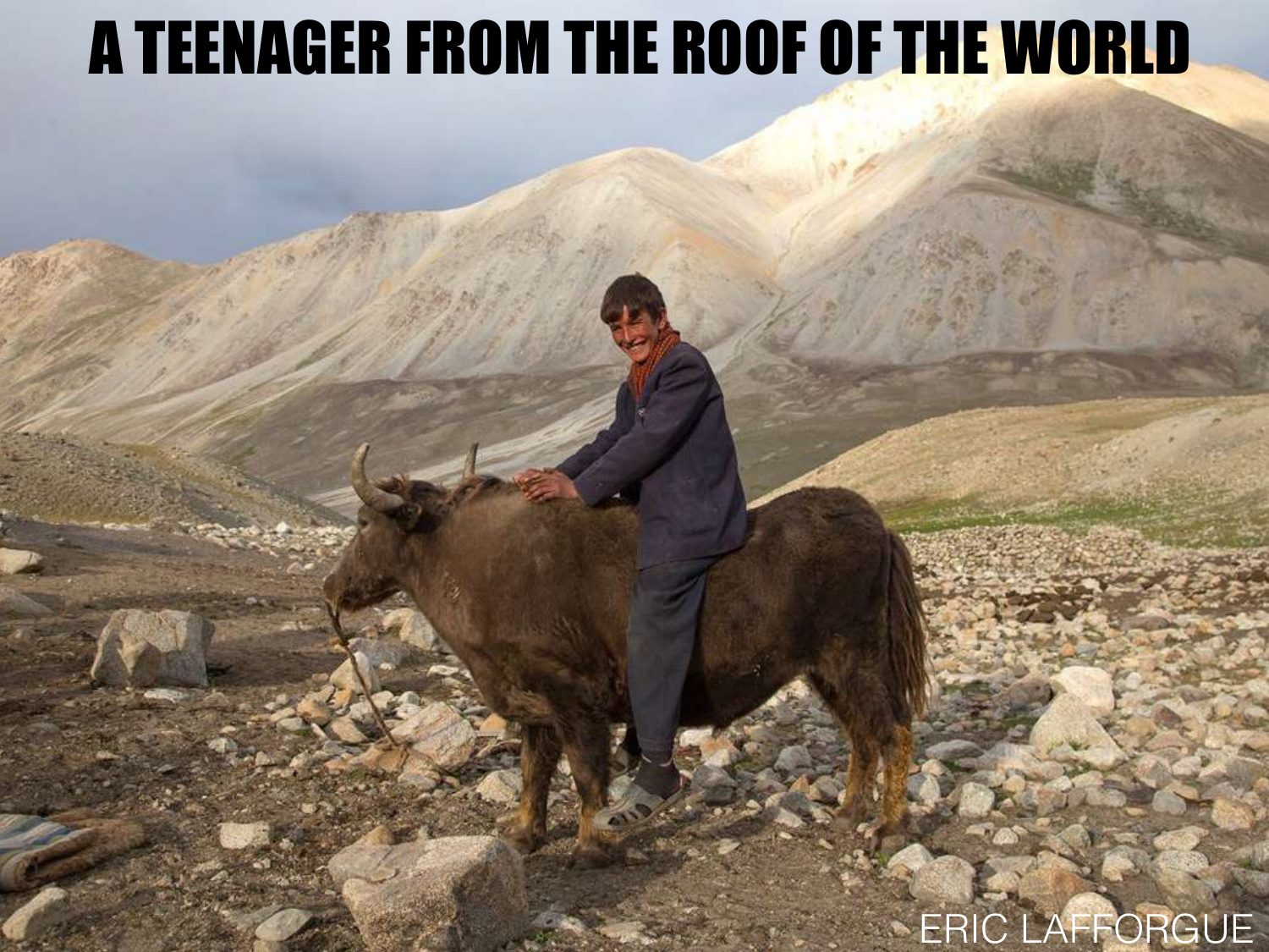# A TEENAGER FROM THE ROOF OF THE WORLD

ERIC LAFFORGUE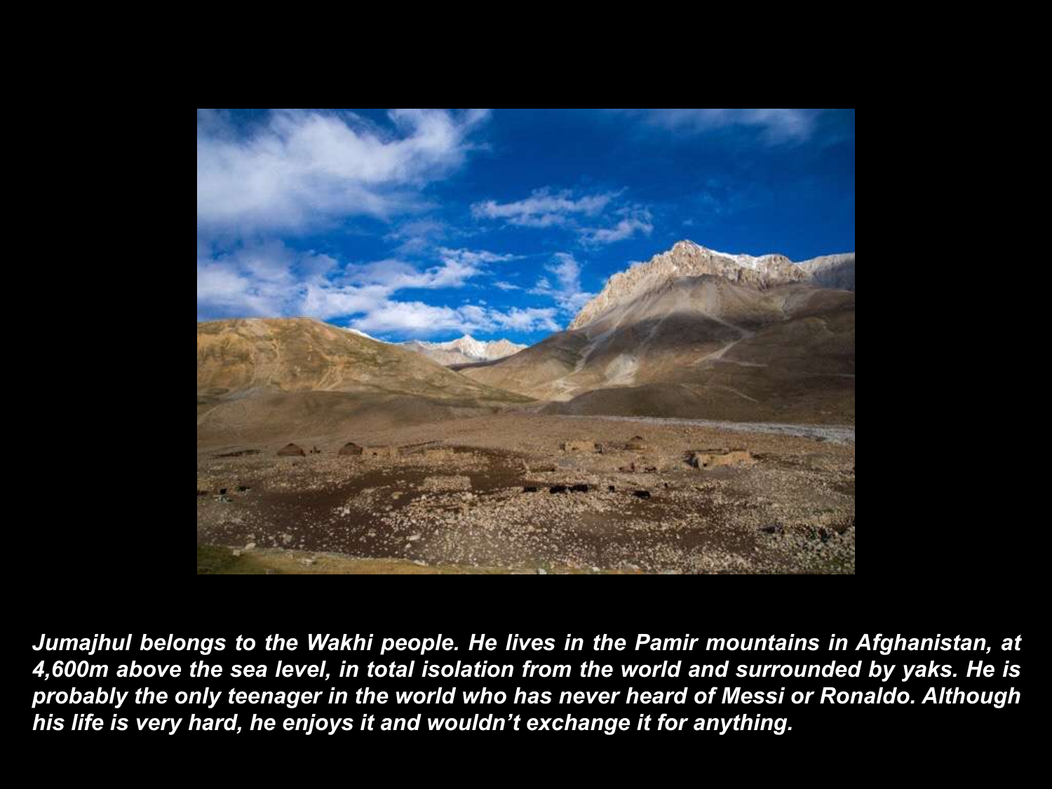*Jumajhul belongs to the Wakhi people. He lives in the Pamir mountains in Afghanistan, at 4,600m above the sea level, in total isolation from the world and surrounded by yaks. He is probably the only teenager in the world who has never heard of Messi or Ronaldo. Although his life is very hard, he enjoys it and wouldn't exchange it for anything.*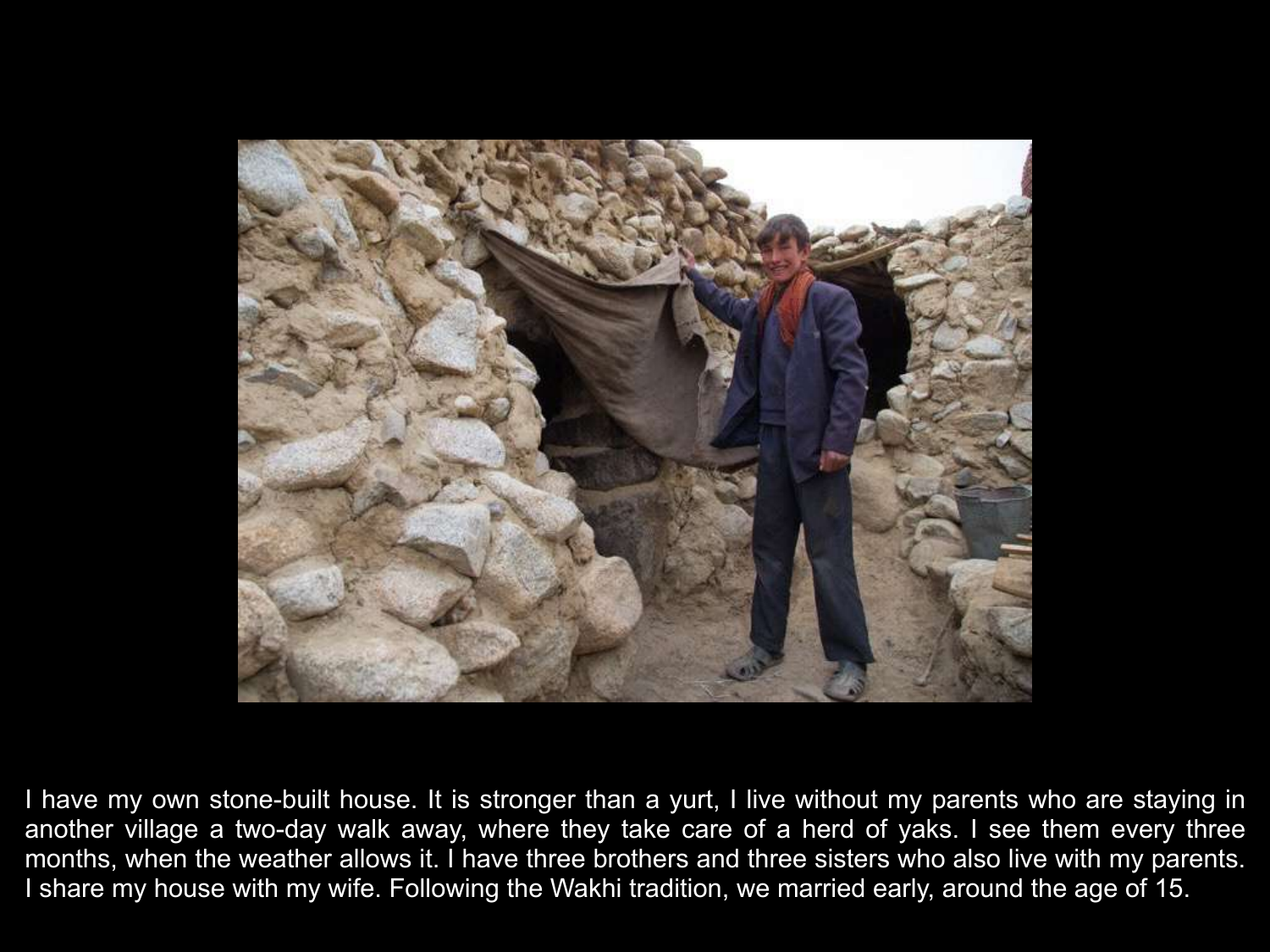I have my own stone-built house. It is stronger than a yurt, I live without my parents who are staying in another village a two-day walk away, where they take care of a herd of yaks. I see them every three months, when the weather allows it. I have three brothers and three sisters who also live with my parents. I share my house with my wife. Following the Wakhi tradition, we married early, around the age of 15.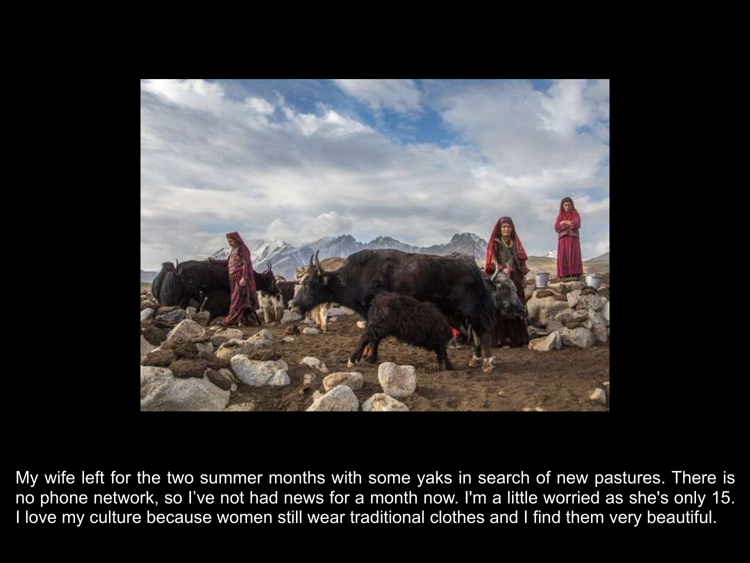My wife left for the two summer months with some yaks in search of new pastures. There is no phone network, so I've not had news for a month now. I'm a little worried as she's only 15. I love my culture because women still wear traditional clothes and I find them very beautiful.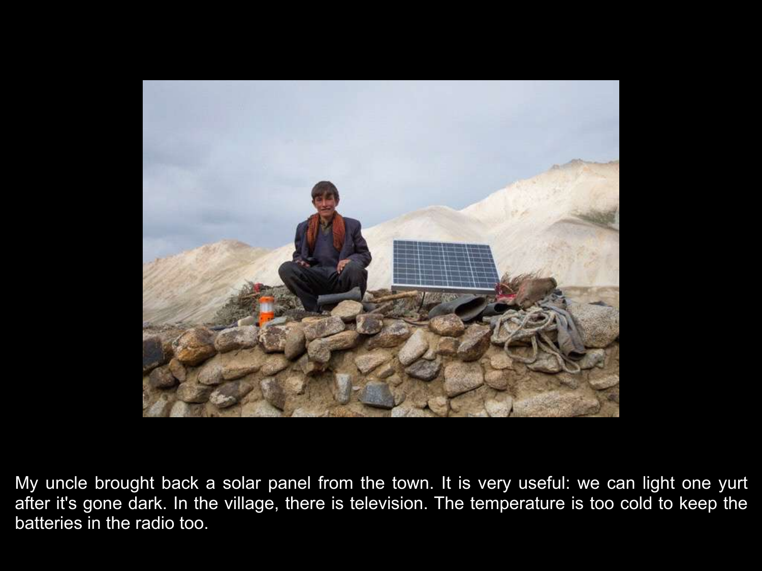My uncle brought back a solar panel from the town. It is very useful: we can light one yurt after it's gone dark. In the village, there is television. The temperature is too cold to keep the batteries in the radio too.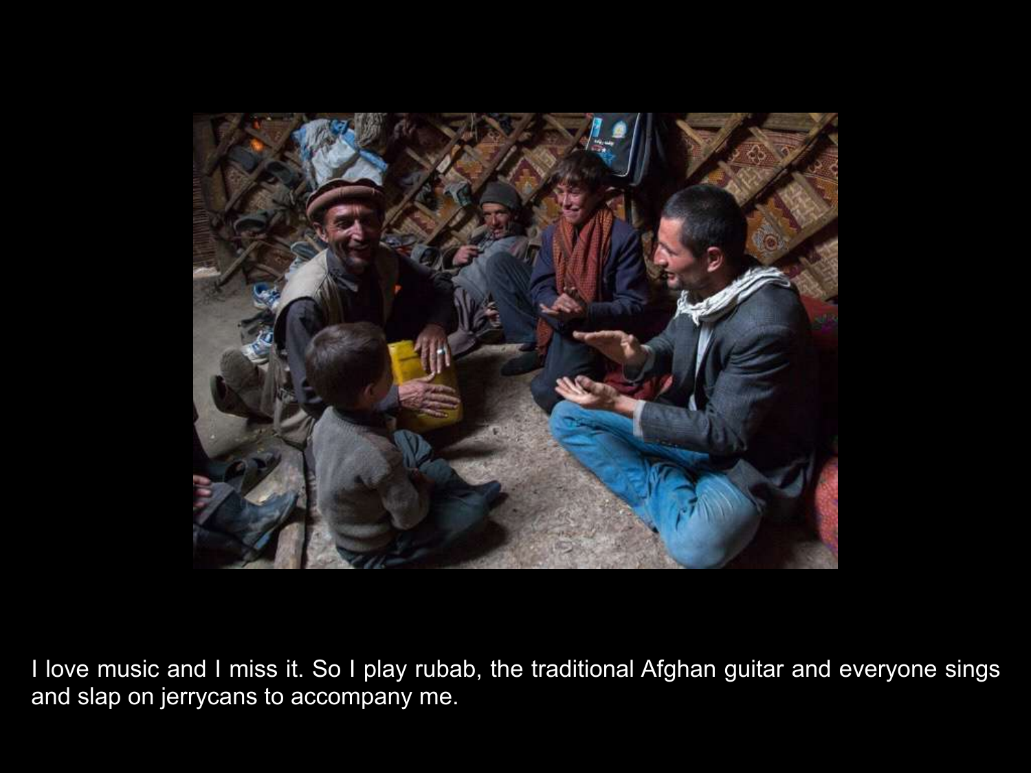I love music and I miss it. So I play rubab, the traditional Afghan guitar and everyone sings and slap on jerrycans to accompany me.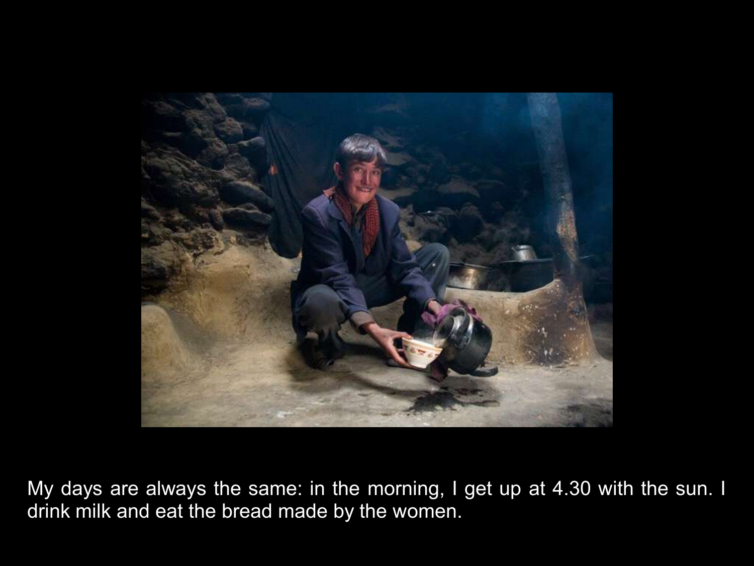My days are always the same: in the morning, I get up at 4.30 with the sun. I drink milk and eat the bread made by the women.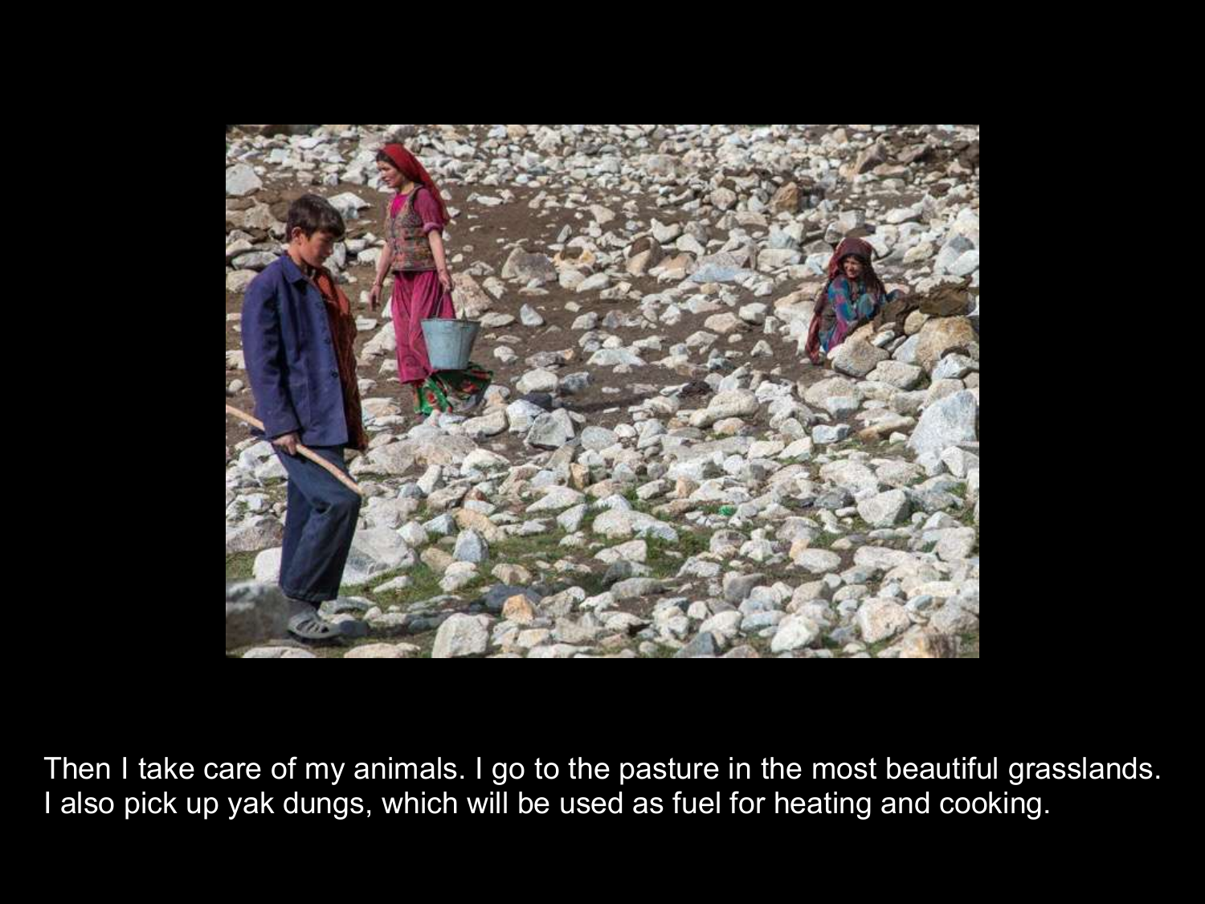Then I take care of my animals. I go to the pasture in the most beautiful grasslands. I also pick up yak dungs, which will be used as fuel for heating and cooking.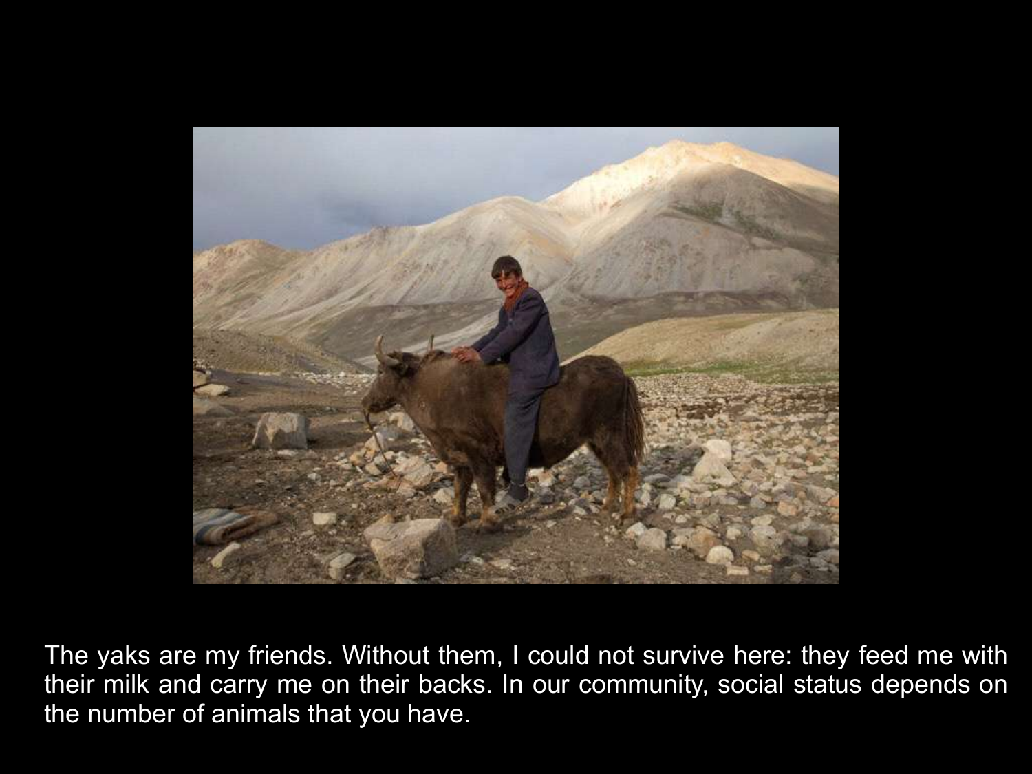The yaks are my friends. Without them, I could not survive here: they feed me with their milk and carry me on their backs. In our community, social status depends on the number of animals that you have.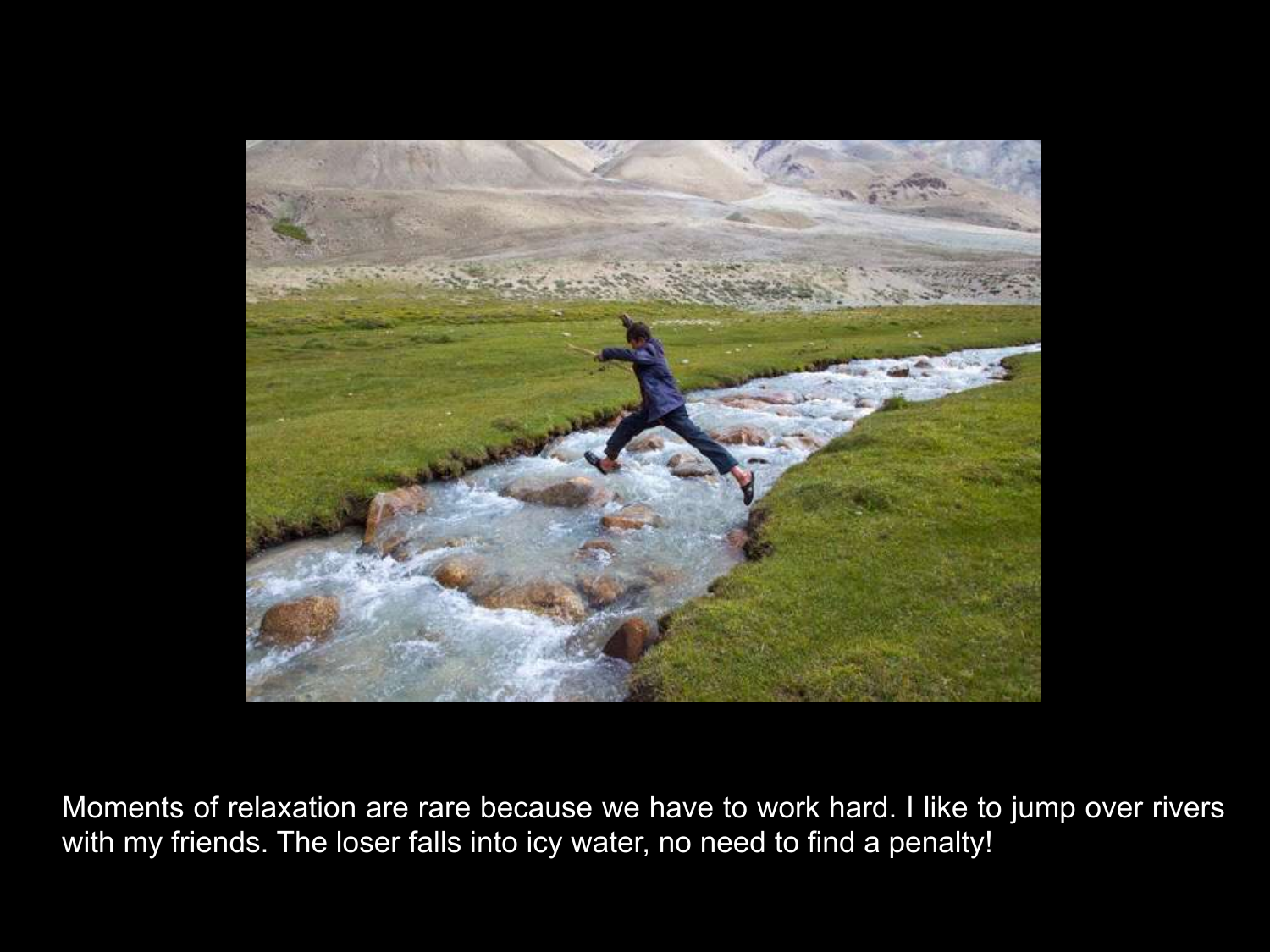Moments of relaxation are rare because we have to work hard. I like to jump over rivers with my friends. The loser falls into icy water, no need to find a penalty!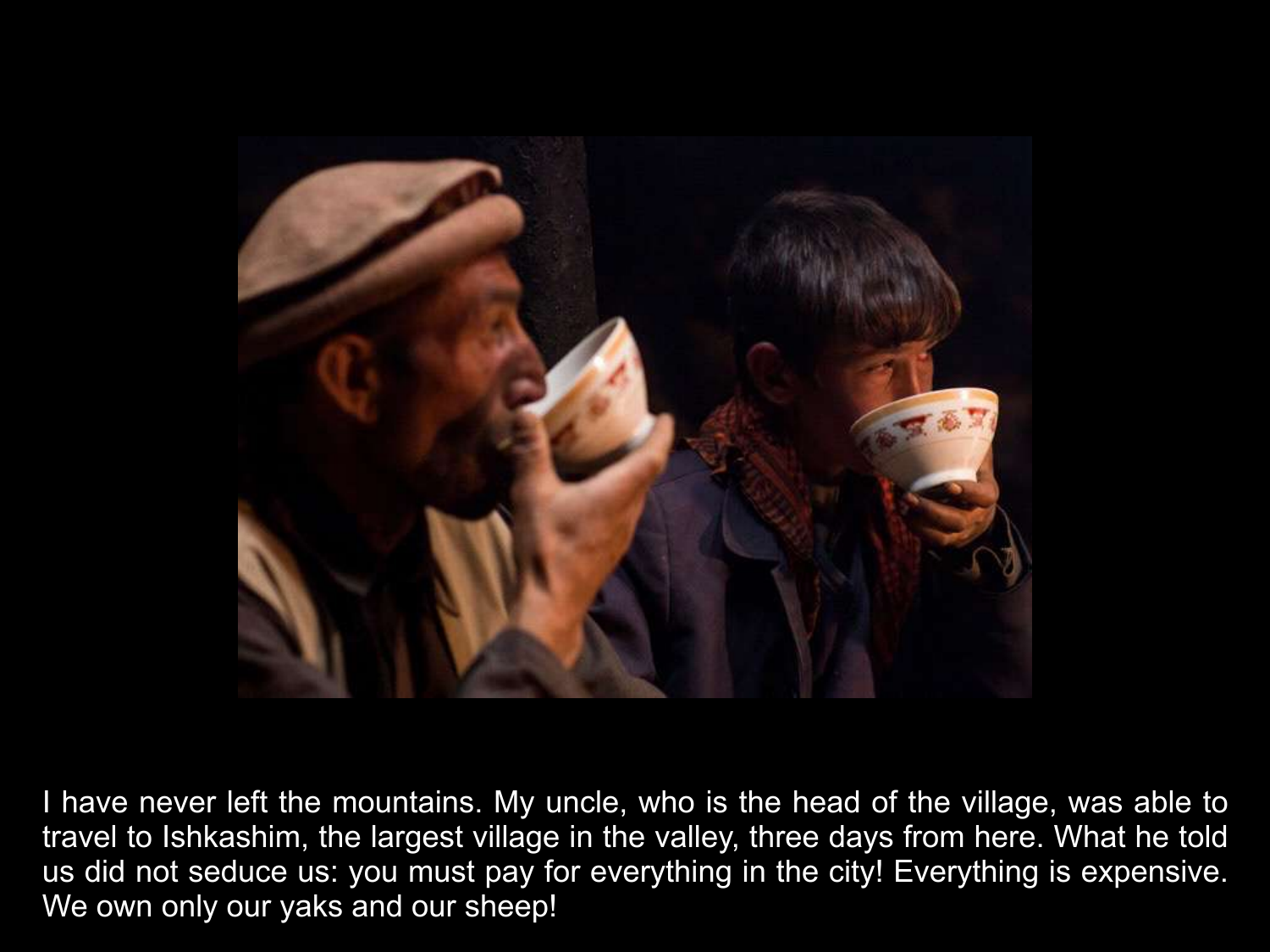I have never left the mountains. My uncle, who is the head of the village, was able to travel to Ishkashim, the largest village in the valley, three days from here. What he told us did not seduce us: you must pay for everything in the city! Everything is expensive. We own only our yaks and our sheep!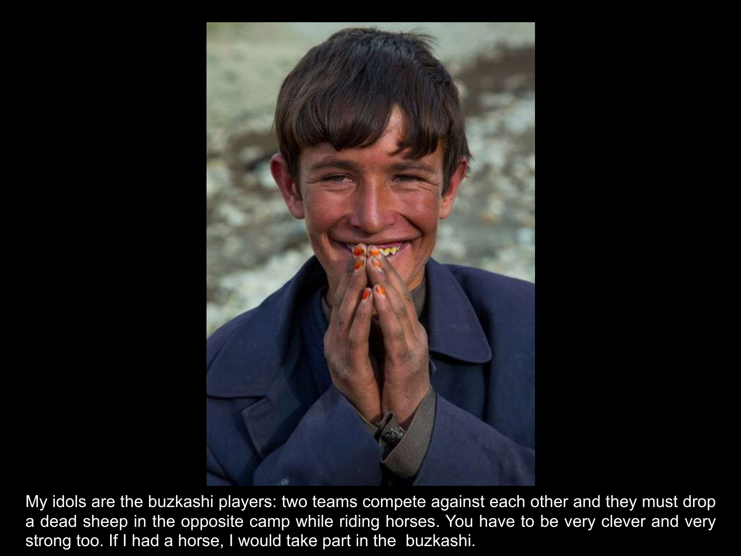My idols are the buzkashi players: two teams compete against each other and they must drop a dead sheep in the opposite camp while riding horses. You have to be very clever and very strong too. If I had a horse, I would take part in the buzkashi.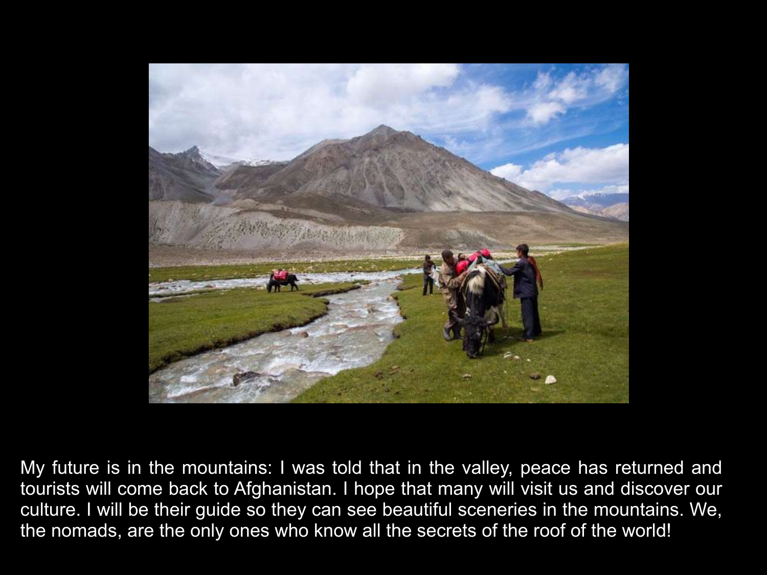My future is in the mountains: I was told that in the valley, peace has returned and tourists will come back to Afghanistan. I hope that many will visit us and discover our culture. I will be their guide so they can see beautiful sceneries in the mountains. We, the nomads, are the only ones who know all the secrets of the roof of the world!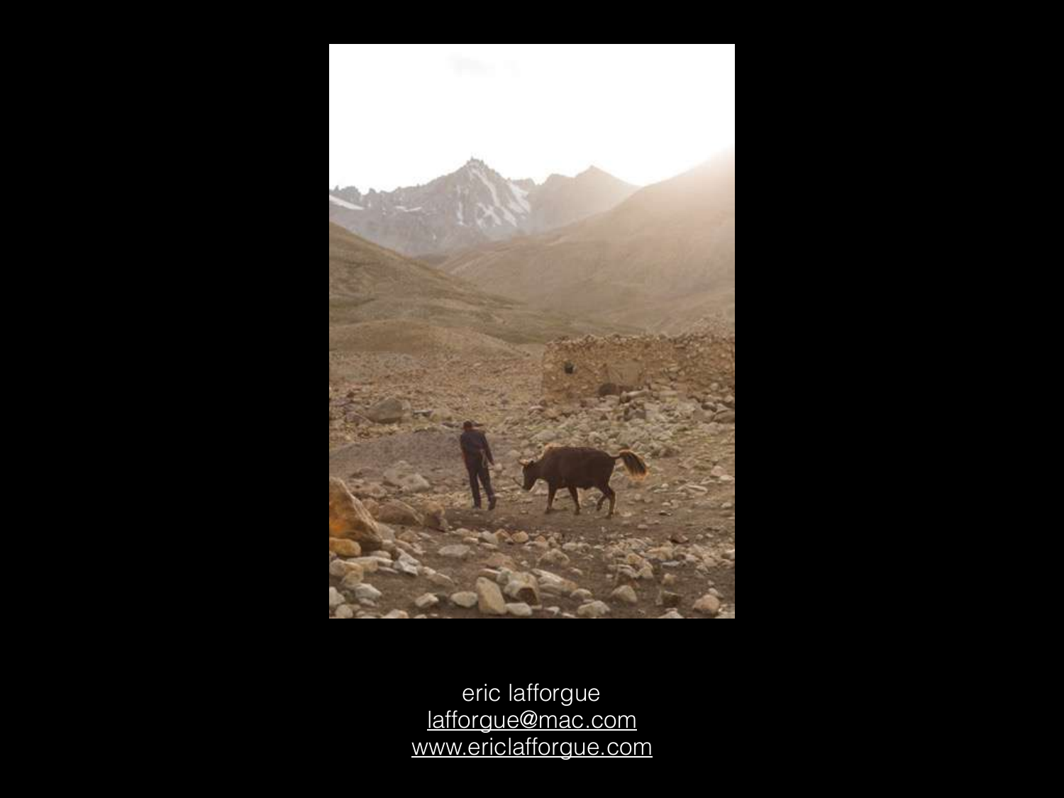eric lafforgue
lafforgue@mac.com
www.ericlafforgue.com